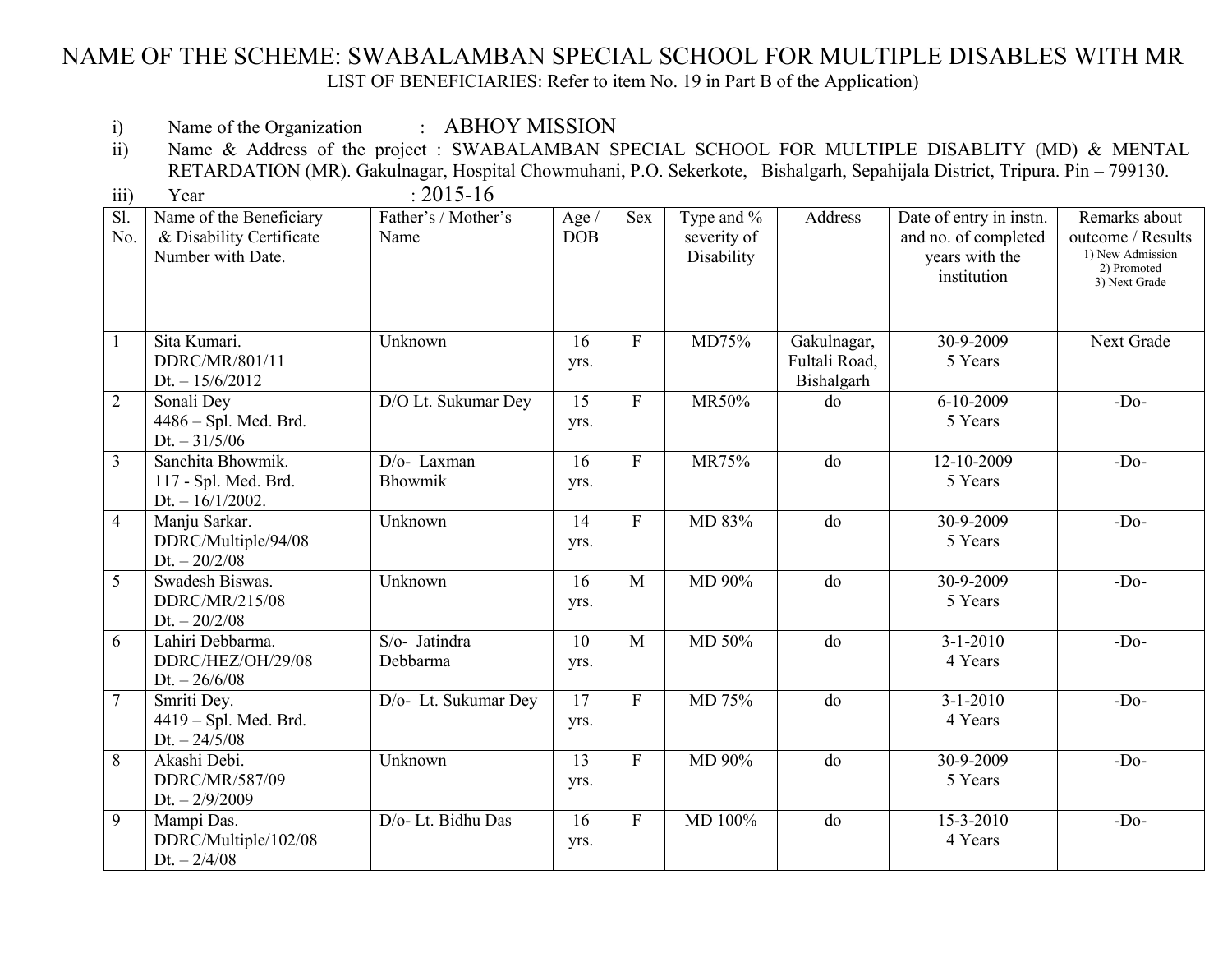# NAME OF THE SCHEME: SWABALAMBAN SPECIAL SCHOOL FOR MULTIPLE DISABLES WITH MR

LIST OF BENEFICIARIES: Refer to item No. 19 in Part B of the Application)

i) Name of the Organization : ABHOY MISSION

ii) Name & Address of the project : SWABALAMBAN SPECIAL SCHOOL FOR MULTIPLE DISABLITY (MD) & MENTAL RETARDATION (MR). Gakulnagar, Hospital Chowmuhani, P.O. Sekerkote, Bishalgarh, Sepahijala District, Tripura. Pin – 799130.

iii) Year : 2015-16

| Sl. No. | Name of the Beneficiary & Disability Certificate Number with Date. | Father's / Mother's Name | Age / DOB | Sex | Type and % severity of Disability | Address | Date of entry in instn. and no. of completed years with the institution | Remarks about outcome / Results 1) New Admission 2) Promoted 3) Next Grade |
|---|---|---|---|---|---|---|---|---|
| 1 | Sita Kumari. DDRC/MR/801/11 Dt. – 15/6/2012 | Unknown | 16 yrs. | F | MD75% | Gakulnagar, Fultali Road, Bishalgarh | 30-9-2009 5 Years | Next Grade |
| 2 | Sonali Dey 4486 – Spl. Med. Brd. Dt. – 31/5/06 | D/O Lt. Sukumar Dey | 15 yrs. | F | MR50% | do | 6-10-2009 5 Years | -Do- |
| 3 | Sanchita Bhowmik. 117 - Spl. Med. Brd. Dt. – 16/1/2002. | D/o- Laxman Bhowmik | 16 yrs. | F | MR75% | do | 12-10-2009 5 Years | -Do- |
| 4 | Manju Sarkar. DDRC/Multiple/94/08 Dt. – 20/2/08 | Unknown | 14 yrs. | F | MD 83% | do | 30-9-2009 5 Years | -Do- |
| 5 | Swadesh Biswas. DDRC/MR/215/08 Dt. – 20/2/08 | Unknown | 16 yrs. | M | MD 90% | do | 30-9-2009 5 Years | -Do- |
| 6 | Lahiri Debbarma. DDRC/HEZ/OH/29/08 Dt. – 26/6/08 | S/o- Jatindra Debbarma | 10 yrs. | M | MD 50% | do | 3-1-2010 4 Years | -Do- |
| 7 | Smriti Dey. 4419 – Spl. Med. Brd. Dt. – 24/5/08 | D/o- Lt. Sukumar Dey | 17 yrs. | F | MD 75% | do | 3-1-2010 4 Years | -Do- |
| 8 | Akashi Debi. DDRC/MR/587/09 Dt. – 2/9/2009 | Unknown | 13 yrs. | F | MD 90% | do | 30-9-2009 5 Years | -Do- |
| 9 | Mampi Das. DDRC/Multiple/102/08 Dt. – 2/4/08 | D/o- Lt. Bidhu Das | 16 yrs. | F | MD 100% | do | 15-3-2010 4 Years | -Do- |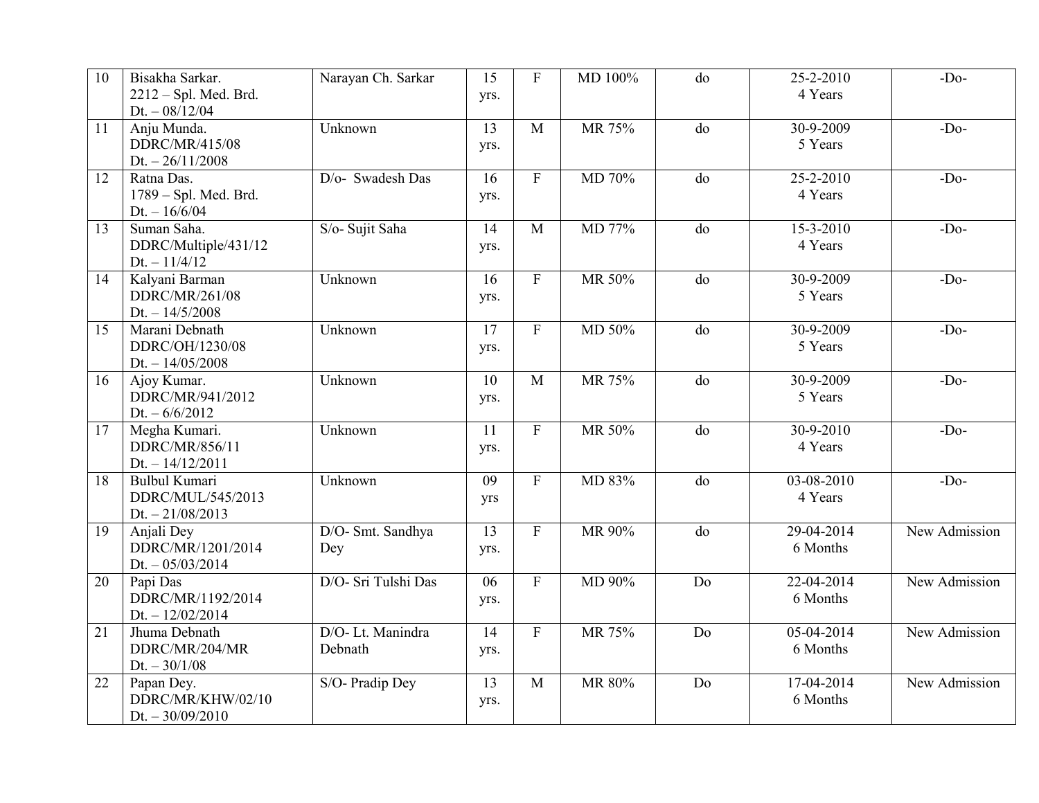| 10 | Bisakha Sarkar.<br>2212 – Spl. Med. Brd.<br>Dt. – 08/12/04 | Narayan Ch. Sarkar | 15 yrs. | F | MD 100% | do | 25-2-2010<br>4 Years | -Do- |
|---|---|---|---|---|---|---|---|---|
| 11 | Anju Munda.<br>DDRC/MR/415/08<br>Dt. – 26/11/2008 | Unknown | 13 yrs. | M | MR 75% | do | 30-9-2009<br>5 Years | -Do- |
| 12 | Ratna Das.<br>1789 – Spl. Med. Brd.<br>Dt. – 16/6/04 | D/o- Swadesh Das | 16 yrs. | F | MD 70% | do | 25-2-2010<br>4 Years | -Do- |
| 13 | Suman Saha.<br>DDRC/Multiple/431/12<br>Dt. – 11/4/12 | S/o- Sujit Saha | 14 yrs. | M | MD 77% | do | 15-3-2010<br>4 Years | -Do- |
| 14 | Kalyani Barman<br>DDRC/MR/261/08<br>Dt. – 14/5/2008 | Unknown | 16 yrs. | F | MR 50% | do | 30-9-2009<br>5 Years | -Do- |
| 15 | Marani Debnath<br>DDRC/OH/1230/08<br>Dt. – 14/05/2008 | Unknown | 17 yrs. | F | MD 50% | do | 30-9-2009<br>5 Years | -Do- |
| 16 | Ajoy Kumar.<br>DDRC/MR/941/2012<br>Dt. – 6/6/2012 | Unknown | 10 yrs. | M | MR 75% | do | 30-9-2009<br>5 Years | -Do- |
| 17 | Megha Kumari.<br>DDRC/MR/856/11<br>Dt. – 14/12/2011 | Unknown | 11 yrs. | F | MR 50% | do | 30-9-2010<br>4 Years | -Do- |
| 18 | Bulbul Kumari<br>DDRC/MUL/545/2013<br>Dt. – 21/08/2013 | Unknown | 09 yrs | F | MD 83% | do | 03-08-2010<br>4 Years | -Do- |
| 19 | Anjali Dey<br>DDRC/MR/1201/2014<br>Dt. – 05/03/2014 | D/O- Smt. Sandhya Dey | 13 yrs. | F | MR 90% | do | 29-04-2014<br>6 Months | New Admission |
| 20 | Papi Das<br>DDRC/MR/1192/2014<br>Dt. – 12/02/2014 | D/O- Sri Tulshi Das | 06 yrs. | F | MD 90% | Do | 22-04-2014<br>6 Months | New Admission |
| 21 | Jhuma Debnath<br>DDRC/MR/204/MR<br>Dt. – 30/1/08 | D/O- Lt. Manindra Debnath | 14 yrs. | F | MR 75% | Do | 05-04-2014<br>6 Months | New Admission |
| 22 | Papan Dey.<br>DDRC/MR/KHW/02/10<br>Dt. – 30/09/2010 | S/O- Pradip Dey | 13 yrs. | M | MR 80% | Do | 17-04-2014<br>6 Months | New Admission |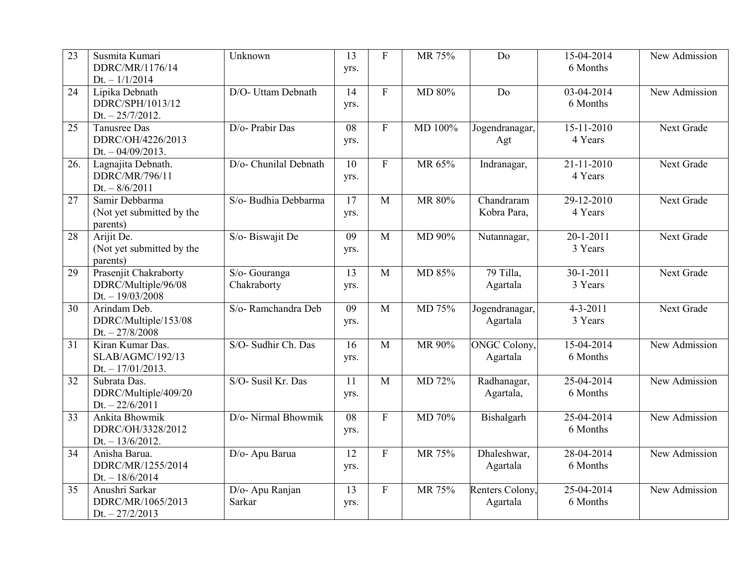| 23 | Susmita Kumari DDRC/MR/1176/14 Dt. – 1/1/2014 | Unknown | 13 yrs. | F | MR 75% | Do | 15-04-2014 6 Months | New Admission |
|---|---|---|---|---|---|---|---|---|
| 24 | Lipika Debnath DDRC/SPH/1013/12 Dt. – 25/7/2012. | D/O- Uttam Debnath | 14 yrs. | F | MD 80% | Do | 03-04-2014 6 Months | New Admission |
| 25 | Tanusree Das DDRC/OH/4226/2013 Dt. – 04/09/2013. | D/o- Prabir Das | 08 yrs. | F | MD 100% | Jogendranagar, Agt | 15-11-2010 4 Years | Next Grade |
| 26. | Lagnajita Debnath. DDRC/MR/796/11 Dt. – 8/6/2011 | D/o- Chunilal Debnath | 10 yrs. | F | MR 65% | Indranagar, | 21-11-2010 4 Years | Next Grade |
| 27 | Samir Debbarma (Not yet submitted by the parents) | S/o- Budhia Debbarma | 17 yrs. | M | MR 80% | Chandraram Kobra Para, | 29-12-2010 4 Years | Next Grade |
| 28 | Arijit De. (Not yet submitted by the parents) | S/o- Biswajit De | 09 yrs. | M | MD 90% | Nutannagar, | 20-1-2011 3 Years | Next Grade |
| 29 | Prasenjit Chakraborty DDRC/Multiple/96/08 Dt. – 19/03/2008 | S/o- Gouranga Chakraborty | 13 yrs. | M | MD 85% | 79 Tilla, Agartala | 30-1-2011 3 Years | Next Grade |
| 30 | Arindam Deb. DDRC/Multiple/153/08 Dt. – 27/8/2008 | S/o- Ramchandra Deb | 09 yrs. | M | MD 75% | Jogendranagar, Agartala | 4-3-2011 3 Years | Next Grade |
| 31 | Kiran Kumar Das. SLAB/AGMC/192/13 Dt. – 17/01/2013. | S/O- Sudhir Ch. Das | 16 yrs. | M | MR 90% | ONGC Colony, Agartala | 15-04-2014 6 Months | New Admission |
| 32 | Subrata Das. DDRC/Multiple/409/20 Dt. – 22/6/2011 | S/O- Susil Kr. Das | 11 yrs. | M | MD 72% | Radhanagar, Agartala, | 25-04-2014 6 Months | New Admission |
| 33 | Ankita Bhowmik DDRC/OH/3328/2012 Dt. – 13/6/2012. | D/o- Nirmal Bhowmik | 08 yrs. | F | MD 70% | Bishalgarh | 25-04-2014 6 Months | New Admission |
| 34 | Anisha Barua. DDRC/MR/1255/2014 Dt. – 18/6/2014 | D/o- Apu Barua | 12 yrs. | F | MR 75% | Dhaleshwar, Agartala | 28-04-2014 6 Months | New Admission |
| 35 | Anushri Sarkar DDRC/MR/1065/2013 Dt. – 27/2/2013 | D/o- Apu Ranjan Sarkar | 13 yrs. | F | MR 75% | Renters Colony, Agartala | 25-04-2014 6 Months | New Admission |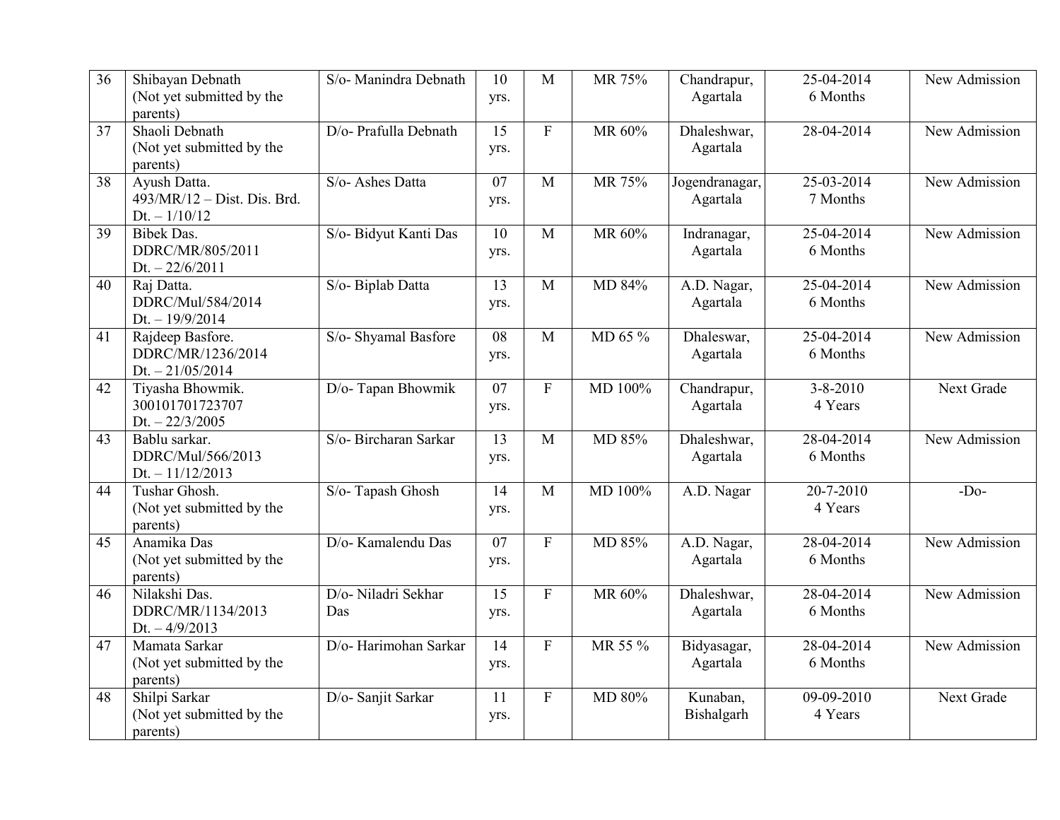| 36 | Shibayan Debnath<br>(Not yet submitted by the parents) | S/o- Manindra Debnath | 10 yrs. | M | MR 75% | Chandrapur, Agartala | 25-04-2014<br>6 Months | New Admission |
|---|---|---|---|---|---|---|---|---|
| 37 | Shaoli Debnath<br>(Not yet submitted by the parents) | D/o- Prafulla Debnath | 15 yrs. | F | MR 60% | Dhaleshwar, Agartala | 28-04-2014 | New Admission |
| 38 | Ayush Datta.<br>493/MR/12 – Dist. Dis. Brd. Dt. – 1/10/12 | S/o- Ashes Datta | 07 yrs. | M | MR 75% | Jogendranagar, Agartala | 25-03-2014<br>7 Months | New Admission |
| 39 | Bibek Das.<br>DDRC/MR/805/2011<br>Dt. – 22/6/2011 | S/o- Bidyut Kanti Das | 10 yrs. | M | MR 60% | Indranagar, Agartala | 25-04-2014<br>6 Months | New Admission |
| 40 | Raj Datta.<br>DDRC/Mul/584/2014<br>Dt. – 19/9/2014 | S/o- Biplab Datta | 13 yrs. | M | MD 84% | A.D. Nagar, Agartala | 25-04-2014<br>6 Months | New Admission |
| 41 | Rajdeep Basfore.<br>DDRC/MR/1236/2014<br>Dt. – 21/05/2014 | S/o- Shyamal Basfore | 08 yrs. | M | MD 65 % | Dhaleswar, Agartala | 25-04-2014<br>6 Months | New Admission |
| 42 | Tiyasha Bhowmik.<br>300101701723707<br>Dt. – 22/3/2005 | D/o- Tapan Bhowmik | 07 yrs. | F | MD 100% | Chandrapur, Agartala | 3-8-2010<br>4 Years | Next Grade |
| 43 | Bablu sarkar.<br>DDRC/Mul/566/2013<br>Dt. – 11/12/2013 | S/o- Bircharan Sarkar | 13 yrs. | M | MD 85% | Dhaleshwar, Agartala | 28-04-2014<br>6 Months | New Admission |
| 44 | Tushar Ghosh.<br>(Not yet submitted by the parents) | S/o- Tapash Ghosh | 14 yrs. | M | MD 100% | A.D. Nagar | 20-7-2010<br>4 Years | -Do- |
| 45 | Anamika Das<br>(Not yet submitted by the parents) | D/o- Kamalendu Das | 07 yrs. | F | MD 85% | A.D. Nagar, Agartala | 28-04-2014<br>6 Months | New Admission |
| 46 | Nilakshi Das.<br>DDRC/MR/1134/2013<br>Dt. – 4/9/2013 | D/o- Niladri Sekhar Das | 15 yrs. | F | MR 60% | Dhaleshwar, Agartala | 28-04-2014<br>6 Months | New Admission |
| 47 | Mamata Sarkar<br>(Not yet submitted by the parents) | D/o- Harimohan Sarkar | 14 yrs. | F | MR 55 % | Bidyasagar, Agartala | 28-04-2014<br>6 Months | New Admission |
| 48 | Shilpi Sarkar<br>(Not yet submitted by the parents) | D/o- Sanjit Sarkar | 11 yrs. | F | MD 80% | Kunaban, Bishalgarh | 09-09-2010<br>4 Years | Next Grade |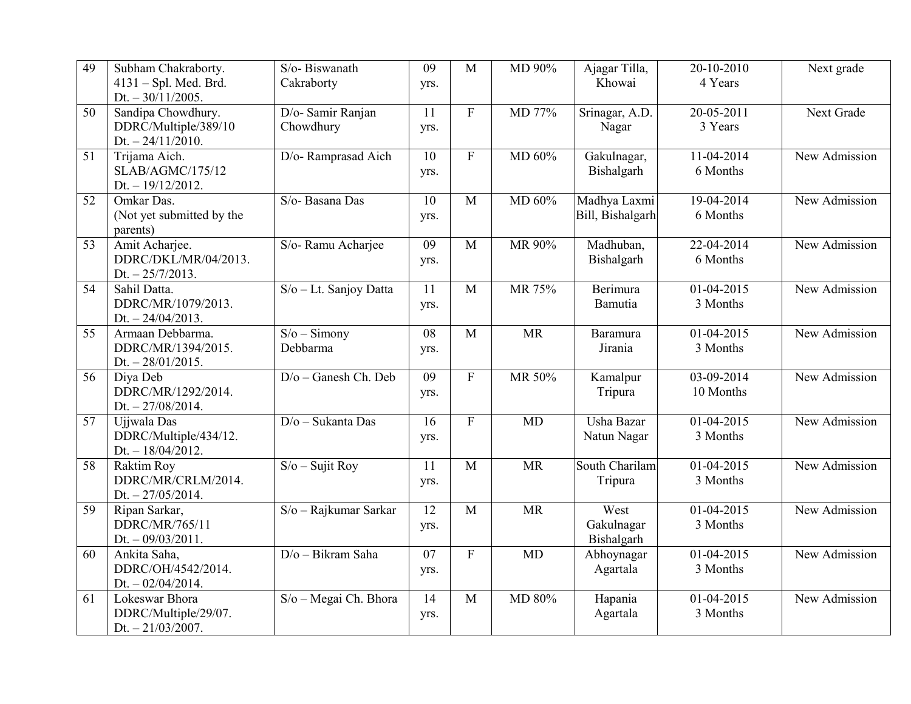| 49 | Subham Chakraborty. 4131 – Spl. Med. Brd. Dt. – 30/11/2005. | S/o- Biswanath Cakraborty | 09 yrs. | M | MD 90% | Ajagar Tilla, Khowai | 20-10-2010 4 Years | Next grade |
|---|---|---|---|---|---|---|---|---|
| 50 | Sandipa Chowdhury. DDRC/Multiple/389/10 Dt. – 24/11/2010. | D/o- Samir Ranjan Chowdhury | 11 yrs. | F | MD 77% | Srinagar, A.D. Nagar | 20-05-2011 3 Years | Next Grade |
| 51 | Trijama Aich. SLAB/AGMC/175/12 Dt. – 19/12/2012. | D/o- Ramprasad Aich | 10 yrs. | F | MD 60% | Gakulnagar, Bishalgarh | 11-04-2014 6 Months | New Admission |
| 52 | Omkar Das. (Not yet submitted by the parents) | S/o- Basana Das | 10 yrs. | M | MD 60% | Madhya Laxmi Bill, Bishalgarh | 19-04-2014 6 Months | New Admission |
| 53 | Amit Acharjee. DDRC/DKL/MR/04/2013. Dt. – 25/7/2013. | S/o- Ramu Acharjee | 09 yrs. | M | MR 90% | Madhuban, Bishalgarh | 22-04-2014 6 Months | New Admission |
| 54 | Sahil Datta. DDRC/MR/1079/2013. Dt. – 24/04/2013. | S/o – Lt. Sanjoy Datta | 11 yrs. | M | MR 75% | Berimura Bamutia | 01-04-2015 3 Months | New Admission |
| 55 | Armaan Debbarma. DDRC/MR/1394/2015. Dt. – 28/01/2015. | S/o – Simony Debbarma | 08 yrs. | M | MR | Baramura Jirania | 01-04-2015 3 Months | New Admission |
| 56 | Diya Deb DDRC/MR/1292/2014. Dt. – 27/08/2014. | D/o – Ganesh Ch. Deb | 09 yrs. | F | MR 50% | Kamalpur Tripura | 03-09-2014 10 Months | New Admission |
| 57 | Ujjwala Das DDRC/Multiple/434/12. Dt. – 18/04/2012. | D/o – Sukanta Das | 16 yrs. | F | MD | Usha Bazar Natun Nagar | 01-04-2015 3 Months | New Admission |
| 58 | Raktim Roy DDRC/MR/CRLM/2014. Dt. – 27/05/2014. | S/o – Sujit Roy | 11 yrs. | M | MR | South Charilam Tripura | 01-04-2015 3 Months | New Admission |
| 59 | Ripan Sarkar, DDRC/MR/765/11 Dt. – 09/03/2011. | S/o – Rajkumar Sarkar | 12 yrs. | M | MR | West Gakulnagar Bishalgarh | 01-04-2015 3 Months | New Admission |
| 60 | Ankita Saha, DDRC/OH/4542/2014. Dt. – 02/04/2014. | D/o – Bikram Saha | 07 yrs. | F | MD | Abhoynagar Agartala | 01-04-2015 3 Months | New Admission |
| 61 | Lokeswar Bhora DDRC/Multiple/29/07. Dt. – 21/03/2007. | S/o – Megai Ch. Bhora | 14 yrs. | M | MD 80% | Hapania Agartala | 01-04-2015 3 Months | New Admission |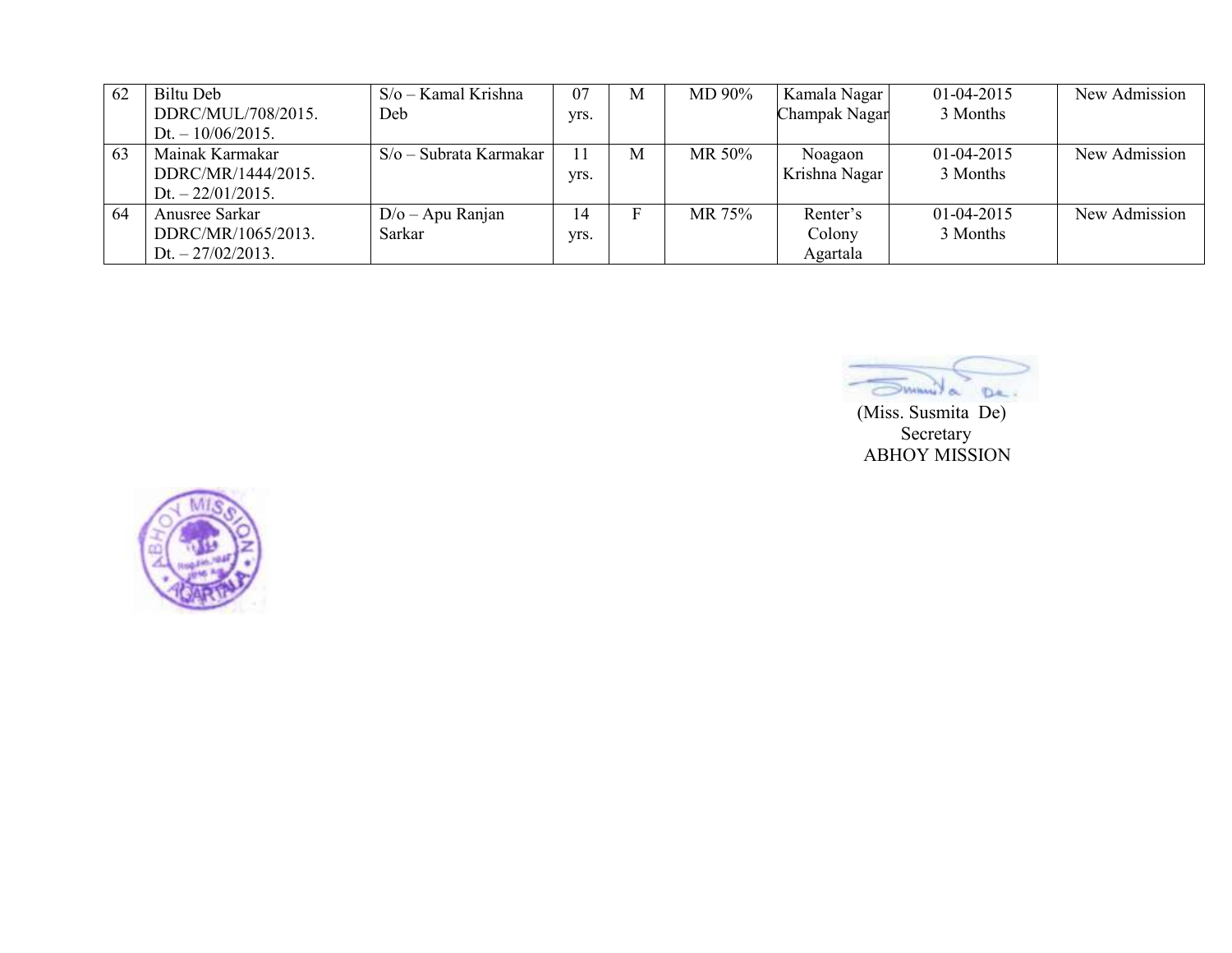| | | | | | | | | |
|---|---|---|---|---|---|---|---|---|
| 62 | Biltu Deb DDRC/MUL/708/2015. Dt. – 10/06/2015. | S/o – Kamal Krishna Deb | 07 yrs. | M | MD 90% | Kamala Nagar Champak Nagar | 01-04-2015 3 Months | New Admission |
| 63 | Mainak Karmakar DDRC/MR/1444/2015. Dt. – 22/01/2015. | S/o – Subrata Karmakar | 11 yrs. | M | MR 50% | Noagaon Krishna Nagar | 01-04-2015 3 Months | New Admission |
| 64 | Anusree Sarkar DDRC/MR/1065/2013. Dt. – 27/02/2013. | D/o – Apu Ranjan Sarkar | 14 yrs. | F | MR 75% | Renter's Colony Agartala | 01-04-2015 3 Months | New Admission |

(Miss. Susmita De)
Secretary
ABHOY MISSION